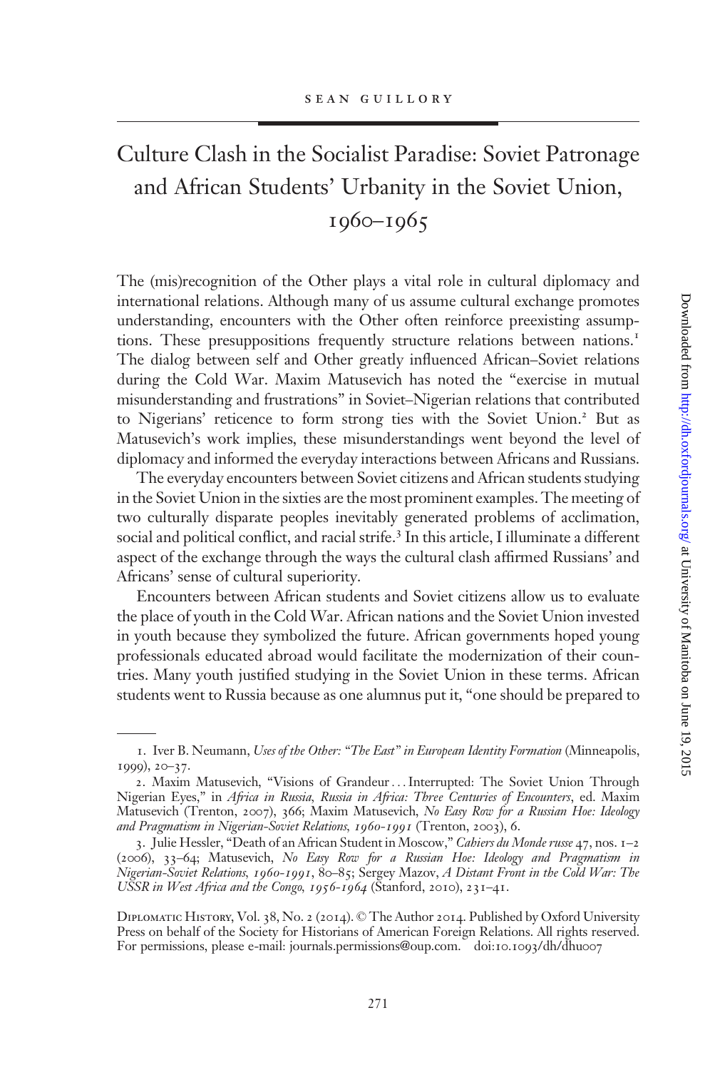# Culture Clash in the Socialist Paradise: Soviet Patronage and African Students' Urbanity in the Soviet Union, 1960–1965

The (mis)recognition of the Other plays a vital role in cultural diplomacy and international relations. Although many of us assume cultural exchange promotes understanding, encounters with the Other often reinforce preexisting assumptions. These presuppositions frequently structure relations between nations.[1] The dialog between self and Other greatly influenced African–Soviet relations during the Cold War. Maxim Matusevich has noted the "exercise in mutual misunderstanding and frustrations" in Soviet–Nigerian relations that contributed to Nigerians' reticence to form strong ties with the Soviet Union.[2] But as Matusevich's work implies, these misunderstandings went beyond the level of diplomacy and informed the everyday interactions between Africans and Russians.

The everyday encounters between Soviet citizens and African students studying in the Soviet Union in the sixties are the most prominent examples. The meeting of two culturally disparate peoples inevitably generated problems of acclimation, social and political conflict, and racial strife.[3] In this article, I illuminate a different aspect of the exchange through the ways the cultural clash affirmed Russians' and Africans' sense of cultural superiority.

Encounters between African students and Soviet citizens allow us to evaluate the place of youth in the Cold War. African nations and the Soviet Union invested in youth because they symbolized the future. African governments hoped young professionals educated abroad would facilitate the modernization of their countries. Many youth justified studying in the Soviet Union in these terms. African students went to Russia because as one alumnus put it, "one should be prepared to

---

1. Iver B. Neumann, *Uses of the Other: "The East" in European Identity Formation* (Minneapolis, 1999), 20–37.

2. Maxim Matusevich, "Visions of Grandeur ... Interrupted: The Soviet Union Through Nigerian Eyes," in *Africa in Russia, Russia in Africa: Three Centuries of Encounters*, ed. Maxim Matusevich (Trenton, 2007), 366; Maxim Matusevich, *No Easy Row for a Russian Hoe: Ideology and Pragmatism in Nigerian-Soviet Relations, 1960-1991* (Trenton, 2003), 6.

3. Julie Hessler, "Death of an African Student in Moscow," *Cahiers du Monde russe* 47, nos. 1–2 (2006), 33–64; Matusevich, *No Easy Row for a Russian Hoe: Ideology and Pragmatism in Nigerian-Soviet Relations, 1960-1991*, 80–85; Sergey Mazov, *A Distant Front in the Cold War: The USSR in West Africa and the Congo, 1956-1964* (Stanford, 2010), 231–41.

Diplomatic History, Vol. 38, No. 2 (2014). © The Author 2014. Published by Oxford University Press on behalf of the Society for Historians of American Foreign Relations. All rights reserved. For permissions, please e-mail: journals.permissions@oup.com. doi:10.1093/dh/dhu007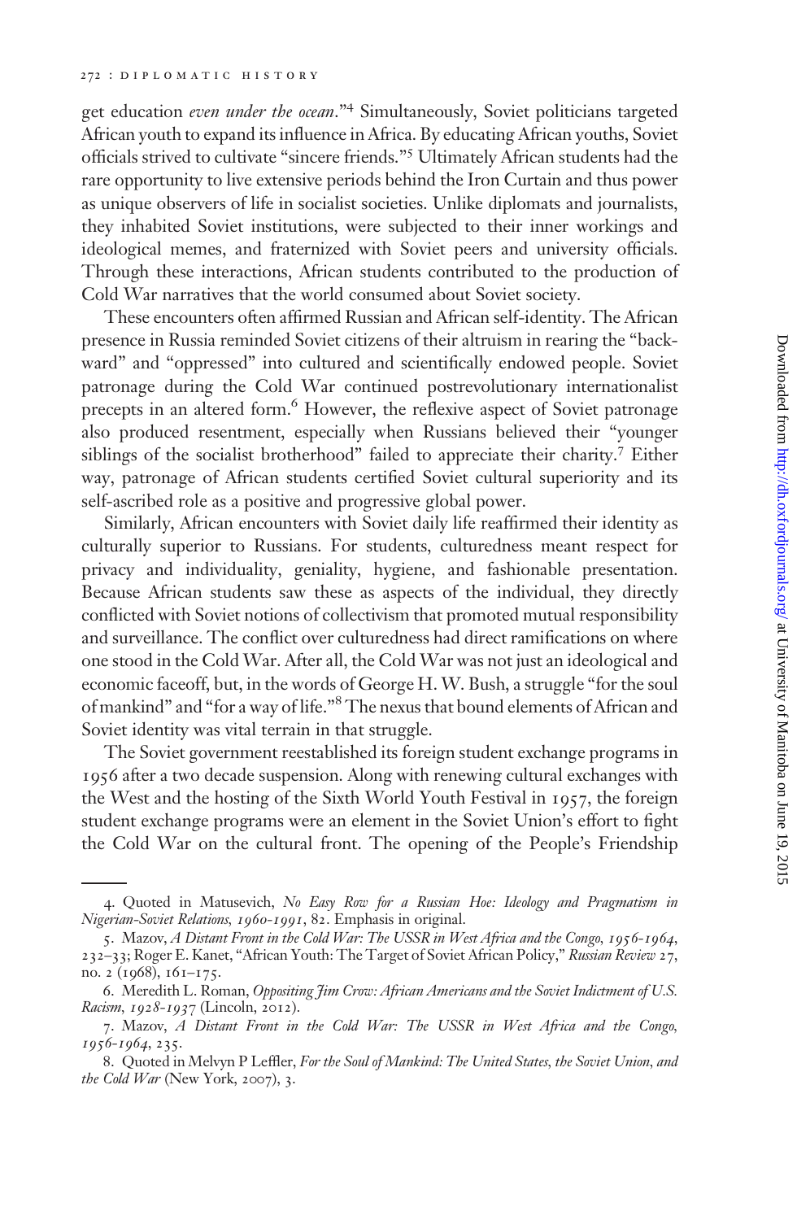get education *even under the ocean*."[4] Simultaneously, Soviet politicians targeted African youth to expand its influence in Africa. By educating African youths, Soviet officials strived to cultivate "sincere friends."[5] Ultimately African students had the rare opportunity to live extensive periods behind the Iron Curtain and thus power as unique observers of life in socialist societies. Unlike diplomats and journalists, they inhabited Soviet institutions, were subjected to their inner workings and ideological memes, and fraternized with Soviet peers and university officials. Through these interactions, African students contributed to the production of Cold War narratives that the world consumed about Soviet society.

These encounters often affirmed Russian and African self-identity. The African presence in Russia reminded Soviet citizens of their altruism in rearing the "backward" and "oppressed" into cultured and scientifically endowed people. Soviet patronage during the Cold War continued postrevolutionary internationalist precepts in an altered form.[6] However, the reflexive aspect of Soviet patronage also produced resentment, especially when Russians believed their "younger siblings of the socialist brotherhood" failed to appreciate their charity.[7] Either way, patronage of African students certified Soviet cultural superiority and its self-ascribed role as a positive and progressive global power.

Similarly, African encounters with Soviet daily life reaffirmed their identity as culturally superior to Russians. For students, culturedness meant respect for privacy and individuality, geniality, hygiene, and fashionable presentation. Because African students saw these as aspects of the individual, they directly conflicted with Soviet notions of collectivism that promoted mutual responsibility and surveillance. The conflict over culturedness had direct ramifications on where one stood in the Cold War. After all, the Cold War was not just an ideological and economic faceoff, but, in the words of George H. W. Bush, a struggle "for the soul of mankind" and "for a way of life."[8] The nexus that bound elements of African and Soviet identity was vital terrain in that struggle.

The Soviet government reestablished its foreign student exchange programs in 1956 after a two decade suspension. Along with renewing cultural exchanges with the West and the hosting of the Sixth World Youth Festival in 1957, the foreign student exchange programs were an element in the Soviet Union's effort to fight the Cold War on the cultural front. The opening of the People's Friendship

---

4. Quoted in Matusevich, *No Easy Row for a Russian Hoe: Ideology and Pragmatism in Nigerian-Soviet Relations, 1960-1991*, 82. Emphasis in original.

5. Mazov, *A Distant Front in the Cold War: The USSR in West Africa and the Congo, 1956-1964*, 232–33; Roger E. Kanet, "African Youth: The Target of Soviet African Policy," *Russian Review* 27, no. 2 (1968), 161–175.

6. Meredith L. Roman, *Oppositing Jim Crow: African Americans and the Soviet Indictment of U.S. Racism, 1928-1937* (Lincoln, 2012).

7. Mazov, *A Distant Front in the Cold War: The USSR in West Africa and the Congo, 1956-1964*, 235.

8. Quoted in Melvyn P Leffler, *For the Soul of Mankind: The United States, the Soviet Union, and the Cold War* (New York, 2007), 3.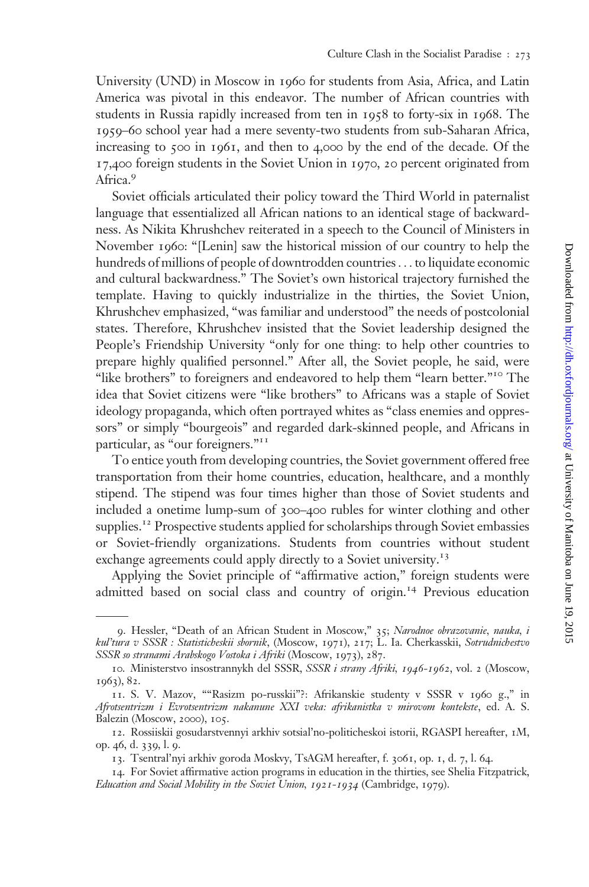University (UND) in Moscow in 1960 for students from Asia, Africa, and Latin America was pivotal in this endeavor. The number of African countries with students in Russia rapidly increased from ten in 1958 to forty-six in 1968. The 1959–60 school year had a mere seventy-two students from sub-Saharan Africa, increasing to 500 in 1961, and then to 4,000 by the end of the decade. Of the 17,400 foreign students in the Soviet Union in 1970, 20 percent originated from Africa.[9]

Soviet officials articulated their policy toward the Third World in paternalist language that essentialized all African nations to an identical stage of backwardness. As Nikita Khrushchev reiterated in a speech to the Council of Ministers in November 1960: "[Lenin] saw the historical mission of our country to help the hundreds of millions of people of downtrodden countries . . . to liquidate economic and cultural backwardness." The Soviet's own historical trajectory furnished the template. Having to quickly industrialize in the thirties, the Soviet Union, Khrushchev emphasized, "was familiar and understood" the needs of postcolonial states. Therefore, Khrushchev insisted that the Soviet leadership designed the People's Friendship University "only for one thing: to help other countries to prepare highly qualified personnel." After all, the Soviet people, he said, were "like brothers" to foreigners and endeavored to help them "learn better."[10] The idea that Soviet citizens were "like brothers" to Africans was a staple of Soviet ideology propaganda, which often portrayed whites as "class enemies and oppressors" or simply "bourgeois" and regarded dark-skinned people, and Africans in particular, as "our foreigners."[11]

To entice youth from developing countries, the Soviet government offered free transportation from their home countries, education, healthcare, and a monthly stipend. The stipend was four times higher than those of Soviet students and included a onetime lump-sum of 300–400 rubles for winter clothing and other supplies.[12] Prospective students applied for scholarships through Soviet embassies or Soviet-friendly organizations. Students from countries without student exchange agreements could apply directly to a Soviet university.[13]

Applying the Soviet principle of "affirmative action," foreign students were admitted based on social class and country of origin.[14] Previous education

---

9. Hessler, "Death of an African Student in Moscow," 35; *Narodnoe obrazovanie, nauka, i kul'tura v SSSR : Statisticheskii sbornik*, (Moscow, 1971), 217; L. Ia. Cherkasskii, *Sotrudnichestvo SSSR so stranami Arabskogo Vostoka i Afriki* (Moscow, 1973), 287.

10. Ministerstvo insostrannykh del SSSR, *SSSR i strany Afriki, 1946-1962*, vol. 2 (Moscow, 1963), 82.

11. S. V. Mazov, ""Rasizm po-russkii"?: Afrikanskie studenty v SSSR v 1960 g.," in *Afrotsentrizm i Evrotsentrizm nakanune XXI veka: afrikanistka v mirovom kontekste*, ed. A. S. Balezin (Moscow, 2000), 105.

12. Rossiiskii gosudarstvennyi arkhiv sotsial'no-politicheskoi istorii, RGASPI hereafter, 1M, op. 46, d. 339, l. 9.

13. Tsentral'nyi arkhiv goroda Moskvy, TsAGM hereafter, f. 3061, op. 1, d. 7, l. 64.

14. For Soviet affirmative action programs in education in the thirties, see Shelia Fitzpatrick, *Education and Social Mobility in the Soviet Union, 1921-1934* (Cambridge, 1979).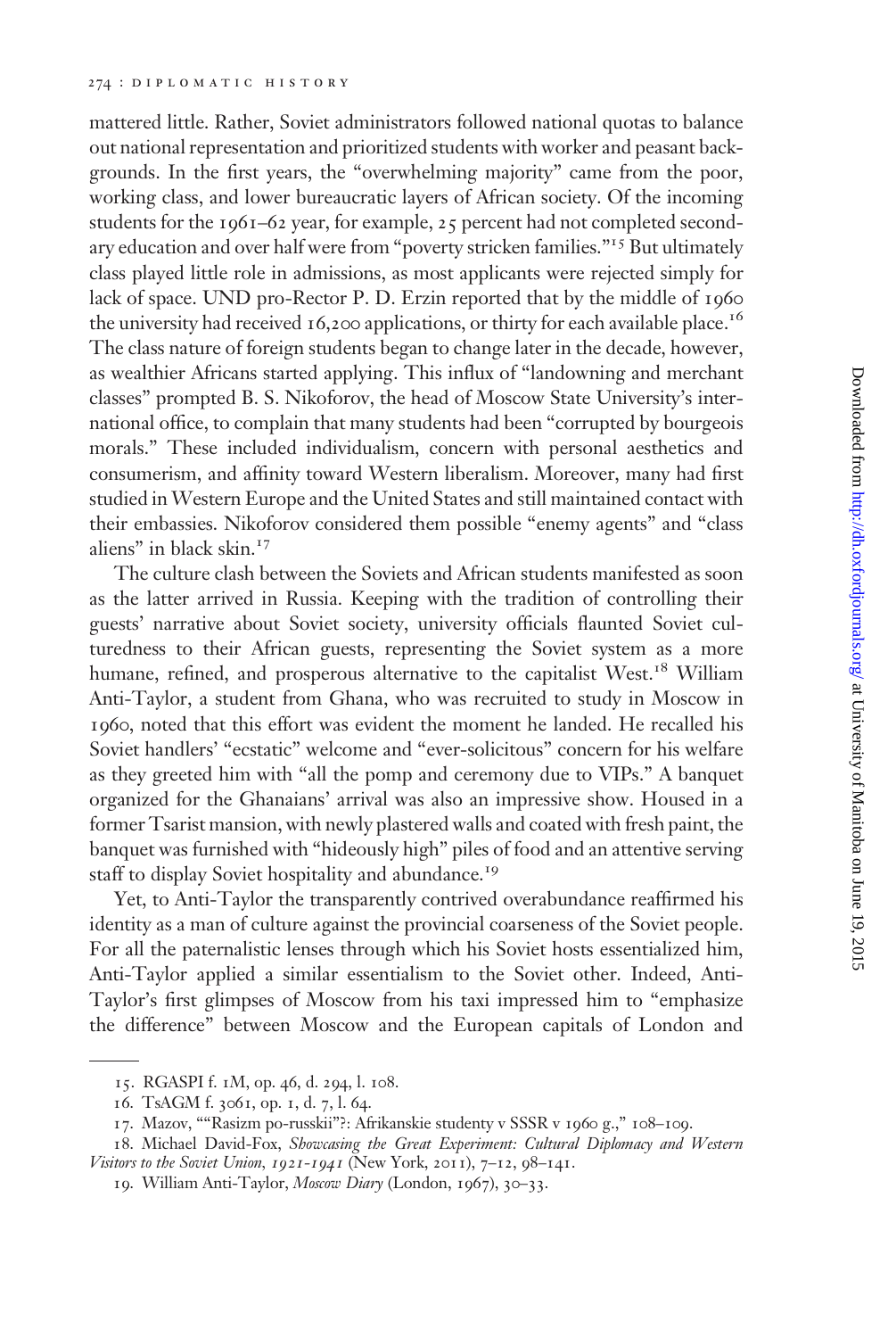mattered little. Rather, Soviet administrators followed national quotas to balance out national representation and prioritized students with worker and peasant backgrounds. In the first years, the "overwhelming majority" came from the poor, working class, and lower bureaucratic layers of African society. Of the incoming students for the 1961–62 year, for example, 25 percent had not completed secondary education and over half were from "poverty stricken families."[15] But ultimately class played little role in admissions, as most applicants were rejected simply for lack of space. UND pro-Rector P. D. Erzin reported that by the middle of 1960 the university had received 16,200 applications, or thirty for each available place.[16] The class nature of foreign students began to change later in the decade, however, as wealthier Africans started applying. This influx of "landowning and merchant classes" prompted B. S. Nikoforov, the head of Moscow State University's international office, to complain that many students had been "corrupted by bourgeois morals." These included individualism, concern with personal aesthetics and consumerism, and affinity toward Western liberalism. Moreover, many had first studied in Western Europe and the United States and still maintained contact with their embassies. Nikoforov considered them possible "enemy agents" and "class aliens" in black skin.[17]

The culture clash between the Soviets and African students manifested as soon as the latter arrived in Russia. Keeping with the tradition of controlling their guests' narrative about Soviet society, university officials flaunted Soviet culturedness to their African guests, representing the Soviet system as a more humane, refined, and prosperous alternative to the capitalist West.[18] William Anti-Taylor, a student from Ghana, who was recruited to study in Moscow in 1960, noted that this effort was evident the moment he landed. He recalled his Soviet handlers' "ecstatic" welcome and "ever-solicitous" concern for his welfare as they greeted him with "all the pomp and ceremony due to VIPs." A banquet organized for the Ghanaians' arrival was also an impressive show. Housed in a former Tsarist mansion, with newly plastered walls and coated with fresh paint, the banquet was furnished with "hideously high" piles of food and an attentive serving staff to display Soviet hospitality and abundance.[19]

Yet, to Anti-Taylor the transparently contrived overabundance reaffirmed his identity as a man of culture against the provincial coarseness of the Soviet people. For all the paternalistic lenses through which his Soviet hosts essentialized him, Anti-Taylor applied a similar essentialism to the Soviet other. Indeed, Anti-Taylor's first glimpses of Moscow from his taxi impressed him to "emphasize the difference" between Moscow and the European capitals of London and

15. RGASPI f. 1M, op. 46, d. 294, l. 108.

16. TsAGM f. 3061, op. 1, d. 7, l. 64.

17. Mazov, ""Rasizm po-russkii"?: Afrikanskie studenty v SSSR v 1960 g.," 108–109.

18. Michael David-Fox, *Showcasing the Great Experiment: Cultural Diplomacy and Western Visitors to the Soviet Union, 1921-1941* (New York, 2011), 7–12, 98–141.

19. William Anti-Taylor, *Moscow Diary* (London, 1967), 30–33.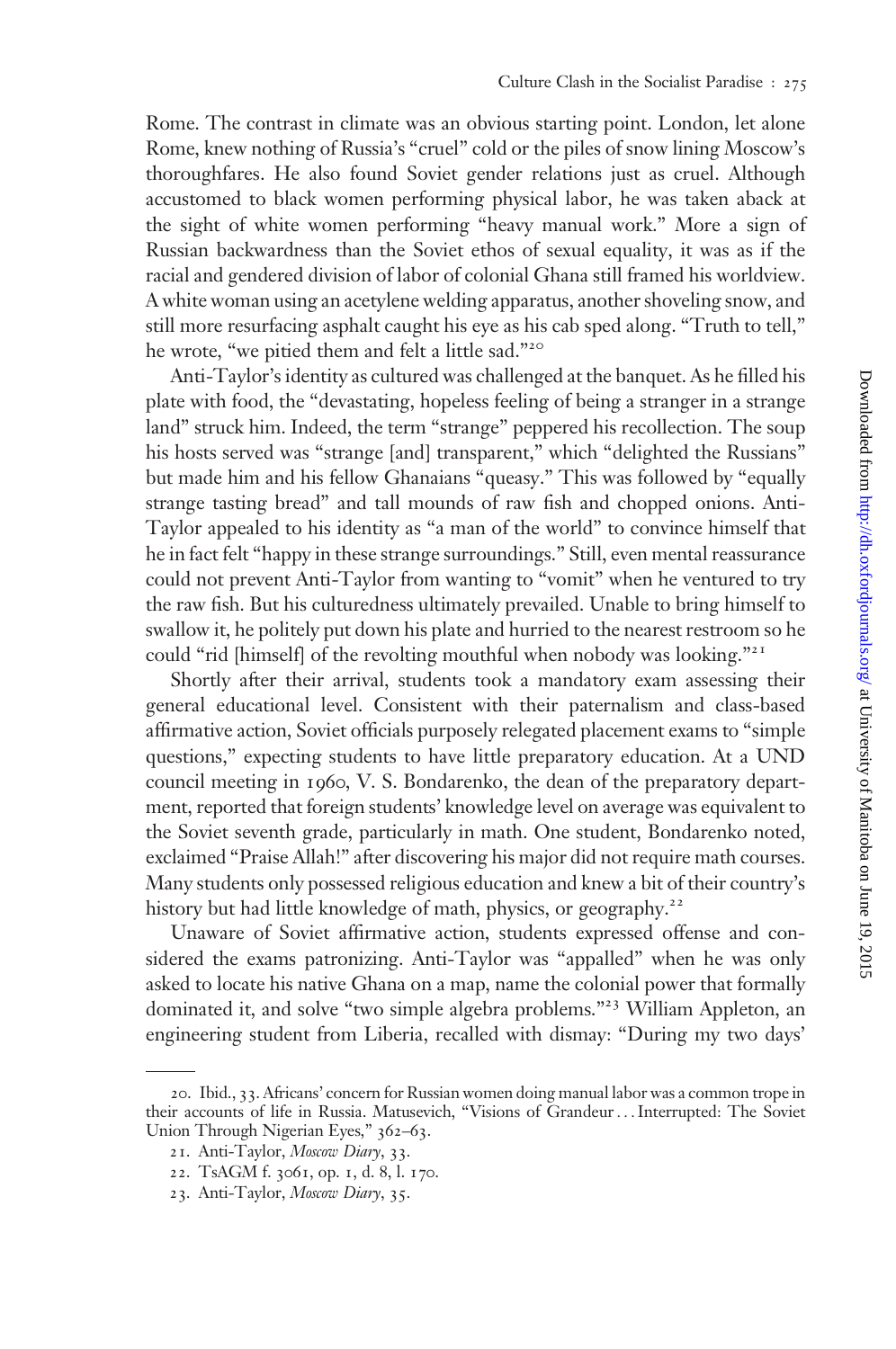Rome. The contrast in climate was an obvious starting point. London, let alone Rome, knew nothing of Russia's "cruel" cold or the piles of snow lining Moscow's thoroughfares. He also found Soviet gender relations just as cruel. Although accustomed to black women performing physical labor, he was taken aback at the sight of white women performing "heavy manual work." More a sign of Russian backwardness than the Soviet ethos of sexual equality, it was as if the racial and gendered division of labor of colonial Ghana still framed his worldview. A white woman using an acetylene welding apparatus, another shoveling snow, and still more resurfacing asphalt caught his eye as his cab sped along. "Truth to tell," he wrote, "we pitied them and felt a little sad."[20]

Anti-Taylor's identity as cultured was challenged at the banquet. As he filled his plate with food, the "devastating, hopeless feeling of being a stranger in a strange land" struck him. Indeed, the term "strange" peppered his recollection. The soup his hosts served was "strange [and] transparent," which "delighted the Russians" but made him and his fellow Ghanaians "queasy." This was followed by "equally strange tasting bread" and tall mounds of raw fish and chopped onions. Anti-Taylor appealed to his identity as "a man of the world" to convince himself that he in fact felt "happy in these strange surroundings." Still, even mental reassurance could not prevent Anti-Taylor from wanting to "vomit" when he ventured to try the raw fish. But his culturedness ultimately prevailed. Unable to bring himself to swallow it, he politely put down his plate and hurried to the nearest restroom so he could "rid [himself] of the revolting mouthful when nobody was looking."[21]

Shortly after their arrival, students took a mandatory exam assessing their general educational level. Consistent with their paternalism and class-based affirmative action, Soviet officials purposely relegated placement exams to "simple questions," expecting students to have little preparatory education. At a UND council meeting in 1960, V. S. Bondarenko, the dean of the preparatory department, reported that foreign students' knowledge level on average was equivalent to the Soviet seventh grade, particularly in math. One student, Bondarenko noted, exclaimed "Praise Allah!" after discovering his major did not require math courses. Many students only possessed religious education and knew a bit of their country's history but had little knowledge of math, physics, or geography.[22]

Unaware of Soviet affirmative action, students expressed offense and considered the exams patronizing. Anti-Taylor was "appalled" when he was only asked to locate his native Ghana on a map, name the colonial power that formally dominated it, and solve "two simple algebra problems."[23] William Appleton, an engineering student from Liberia, recalled with dismay: "During my two days'

---

20. Ibid., 33. Africans' concern for Russian women doing manual labor was a common trope in their accounts of life in Russia. Matusevich, "Visions of Grandeur . . . Interrupted: The Soviet Union Through Nigerian Eyes," 362–63.

21. Anti-Taylor, *Moscow Diary*, 33.

22. TsAGM f. 3061, op. 1, d. 8, l. 170.

23. Anti-Taylor, *Moscow Diary*, 35.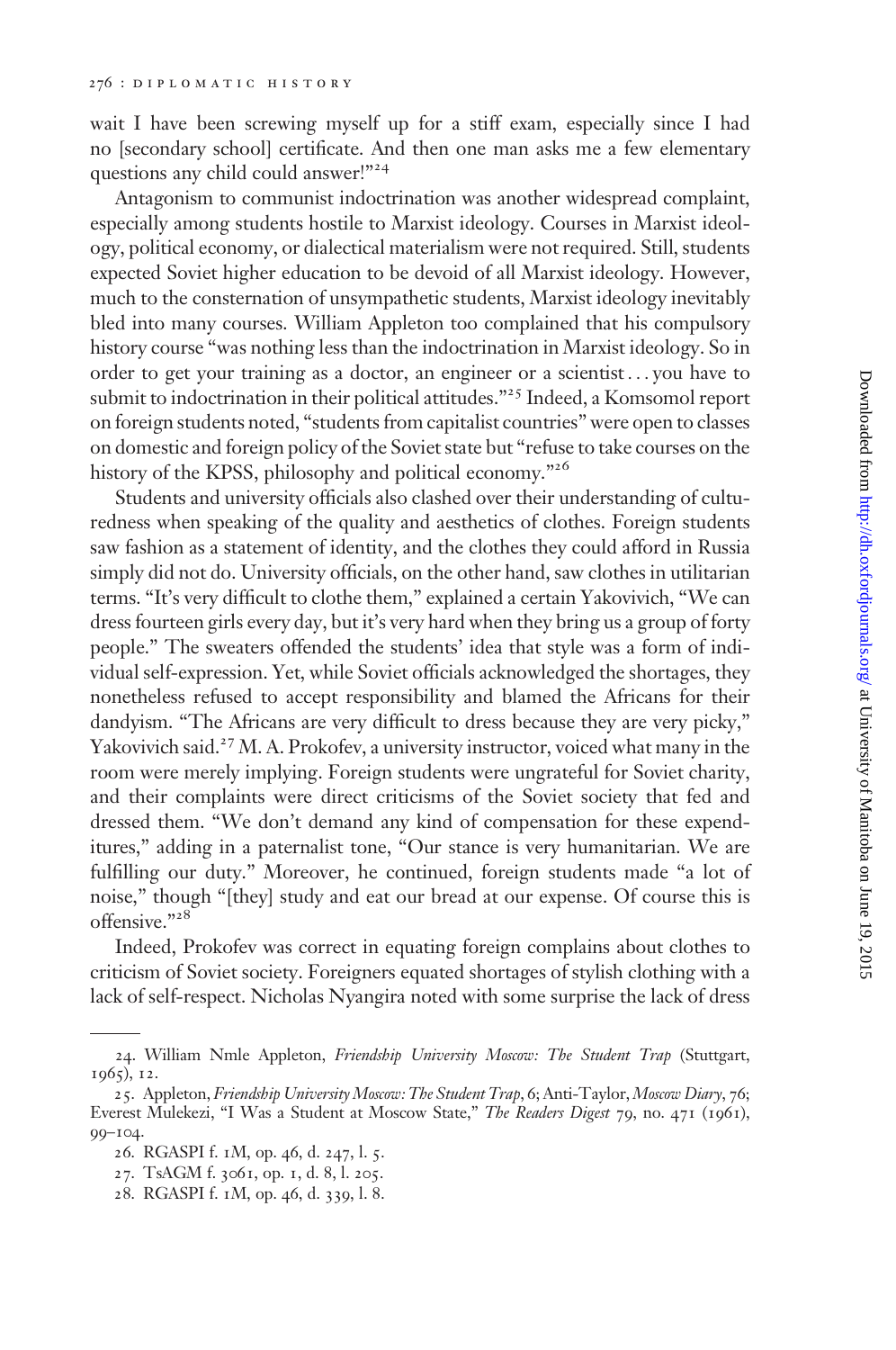wait I have been screwing myself up for a stiff exam, especially since I had no [secondary school] certificate. And then one man asks me a few elementary questions any child could answer!"[24]

Antagonism to communist indoctrination was another widespread complaint, especially among students hostile to Marxist ideology. Courses in Marxist ideology, political economy, or dialectical materialism were not required. Still, students expected Soviet higher education to be devoid of all Marxist ideology. However, much to the consternation of unsympathetic students, Marxist ideology inevitably bled into many courses. William Appleton too complained that his compulsory history course "was nothing less than the indoctrination in Marxist ideology. So in order to get your training as a doctor, an engineer or a scientist . . . you have to submit to indoctrination in their political attitudes."[25] Indeed, a Komsomol report on foreign students noted, "students from capitalist countries" were open to classes on domestic and foreign policy of the Soviet state but "refuse to take courses on the history of the KPSS, philosophy and political economy."[26]

Students and university officials also clashed over their understanding of culturedness when speaking of the quality and aesthetics of clothes. Foreign students saw fashion as a statement of identity, and the clothes they could afford in Russia simply did not do. University officials, on the other hand, saw clothes in utilitarian terms. "It's very difficult to clothe them," explained a certain Yakovivich, "We can dress fourteen girls every day, but it's very hard when they bring us a group of forty people." The sweaters offended the students' idea that style was a form of individual self-expression. Yet, while Soviet officials acknowledged the shortages, they nonetheless refused to accept responsibility and blamed the Africans for their dandyism. "The Africans are very difficult to dress because they are very picky," Yakovivich said.[27] M. A. Prokofev, a university instructor, voiced what many in the room were merely implying. Foreign students were ungrateful for Soviet charity, and their complaints were direct criticisms of the Soviet society that fed and dressed them. "We don't demand any kind of compensation for these expenditures," adding in a paternalist tone, "Our stance is very humanitarian. We are fulfilling our duty." Moreover, he continued, foreign students made "a lot of noise," though "[they] study and eat our bread at our expense. Of course this is offensive."[28]

Indeed, Prokofev was correct in equating foreign complains about clothes to criticism of Soviet society. Foreigners equated shortages of stylish clothing with a lack of self-respect. Nicholas Nyangira noted with some surprise the lack of dress

---

24. William Nmle Appleton, *Friendship University Moscow: The Student Trap* (Stuttgart, 1965), 12.

25. Appleton, *Friendship University Moscow: The Student Trap*, 6; Anti-Taylor, *Moscow Diary*, 76; Everest Mulekezi, "I Was a Student at Moscow State," *The Readers Digest* 79, no. 471 (1961), 99–104.

26. RGASPI f. 1M, op. 46, d. 247, l. 5.

27. TsAGM f. 3061, op. 1, d. 8, l. 205.

28. RGASPI f. 1M, op. 46, d. 339, l. 8.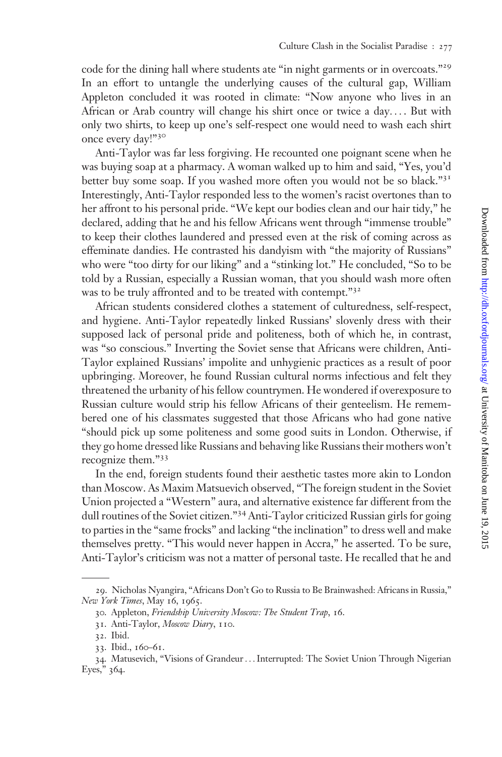code for the dining hall where students ate "in night garments or in overcoats."[29] In an effort to untangle the underlying causes of the cultural gap, William Appleton concluded it was rooted in climate: "Now anyone who lives in an African or Arab country will change his shirt once or twice a day.... But with only two shirts, to keep up one's self-respect one would need to wash each shirt once every day!"[30]

Anti-Taylor was far less forgiving. He recounted one poignant scene when he was buying soap at a pharmacy. A woman walked up to him and said, "Yes, you'd better buy some soap. If you washed more often you would not be so black."[31] Interestingly, Anti-Taylor responded less to the women's racist overtones than to her affront to his personal pride. "We kept our bodies clean and our hair tidy," he declared, adding that he and his fellow Africans went through "immense trouble" to keep their clothes laundered and pressed even at the risk of coming across as effeminate dandies. He contrasted his dandyism with "the majority of Russians" who were "too dirty for our liking" and a "stinking lot." He concluded, "So to be told by a Russian, especially a Russian woman, that you should wash more often was to be truly affronted and to be treated with contempt."[32]

African students considered clothes a statement of culturedness, self-respect, and hygiene. Anti-Taylor repeatedly linked Russians' slovenly dress with their supposed lack of personal pride and politeness, both of which he, in contrast, was "so conscious." Inverting the Soviet sense that Africans were children, Anti-Taylor explained Russians' impolite and unhygienic practices as a result of poor upbringing. Moreover, he found Russian cultural norms infectious and felt they threatened the urbanity of his fellow countrymen. He wondered if overexposure to Russian culture would strip his fellow Africans of their genteelism. He remembered one of his classmates suggested that those Africans who had gone native "should pick up some politeness and some good suits in London. Otherwise, if they go home dressed like Russians and behaving like Russians their mothers won't recognize them."[33]

In the end, foreign students found their aesthetic tastes more akin to London than Moscow. As Maxim Matsuevich observed, "The foreign student in the Soviet Union projected a "Western" aura, and alternative existence far different from the dull routines of the Soviet citizen."[34] Anti-Taylor criticized Russian girls for going to parties in the "same frocks" and lacking "the inclination" to dress well and make themselves pretty. "This would never happen in Accra," he asserted. To be sure, Anti-Taylor's criticism was not a matter of personal taste. He recalled that he and

---

29. Nicholas Nyangira, "Africans Don't Go to Russia to Be Brainwashed: Africans in Russia," *New York Times*, May 16, 1965.

30. Appleton, *Friendship University Moscow: The Student Trap*, 16.

31. Anti-Taylor, *Moscow Diary*, 110.

32. Ibid.

33. Ibid., 160–61.

34. Matusevich, "Visions of Grandeur ... Interrupted: The Soviet Union Through Nigerian Eyes," 364.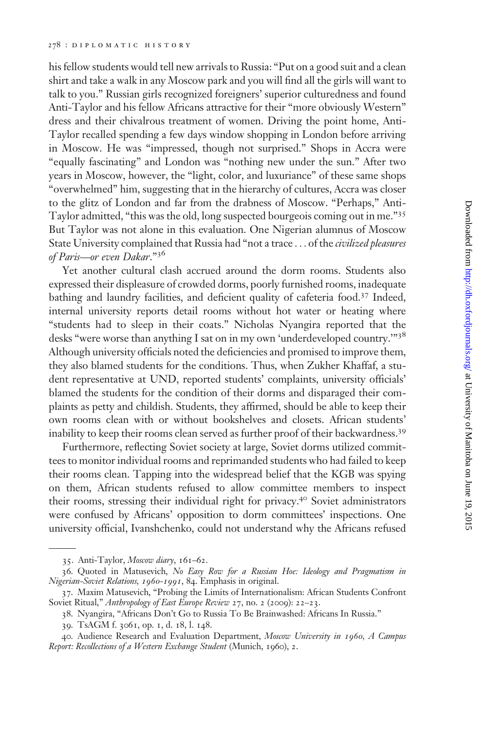his fellow students would tell new arrivals to Russia: "Put on a good suit and a clean shirt and take a walk in any Moscow park and you will find all the girls will want to talk to you." Russian girls recognized foreigners' superior culturedness and found Anti-Taylor and his fellow Africans attractive for their "more obviously Western" dress and their chivalrous treatment of women. Driving the point home, Anti-Taylor recalled spending a few days window shopping in London before arriving in Moscow. He was "impressed, though not surprised." Shops in Accra were "equally fascinating" and London was "nothing new under the sun." After two years in Moscow, however, the "light, color, and luxuriance" of these same shops "overwhelmed" him, suggesting that in the hierarchy of cultures, Accra was closer to the glitz of London and far from the drabness of Moscow. "Perhaps," Anti-Taylor admitted, "this was the old, long suspected bourgeois coming out in me."[35] But Taylor was not alone in this evaluation. One Nigerian alumnus of Moscow State University complained that Russia had "not a trace . . . of the *civilized pleasures of Paris—or even Dakar*."[36]

Yet another cultural clash accrued around the dorm rooms. Students also expressed their displeasure of crowded dorms, poorly furnished rooms, inadequate bathing and laundry facilities, and deficient quality of cafeteria food.[37] Indeed, internal university reports detail rooms without hot water or heating where "students had to sleep in their coats." Nicholas Nyangira reported that the desks "were worse than anything I sat on in my own 'underdeveloped country.'"[38] Although university officials noted the deficiencies and promised to improve them, they also blamed students for the conditions. Thus, when Zukher Khaffaf, a student representative at UND, reported students' complaints, university officials' blamed the students for the condition of their dorms and disparaged their complaints as petty and childish. Students, they affirmed, should be able to keep their own rooms clean with or without bookshelves and closets. African students' inability to keep their rooms clean served as further proof of their backwardness.[39]

Furthermore, reflecting Soviet society at large, Soviet dorms utilized committees to monitor individual rooms and reprimanded students who had failed to keep their rooms clean. Tapping into the widespread belief that the KGB was spying on them, African students refused to allow committee members to inspect their rooms, stressing their individual right for privacy.[40] Soviet administrators were confused by Africans' opposition to dorm committees' inspections. One university official, Ivanshchenko, could not understand why the Africans refused

---

35. Anti-Taylor, *Moscow diary*, 161–62.

36. Quoted in Matusevich, *No Easy Row for a Russian Hoe: Ideology and Pragmatism in Nigerian-Soviet Relations, 1960-1991*, 84. Emphasis in original.

37. Maxim Matusevich, "Probing the Limits of Internationalism: African Students Confront Soviet Ritual," *Anthropology of East Europe Review* 27, no. 2 (2009): 22–23.

38. Nyangira, "Africans Don't Go to Russia To Be Brainwashed: Africans In Russia."

39. TsAGM f. 3061, op. 1, d. 18, l. 148.

40. Audience Research and Evaluation Department, *Moscow University in 1960, A Campus Report: Recollections of a Western Exchange Student* (Munich, 1960), 2.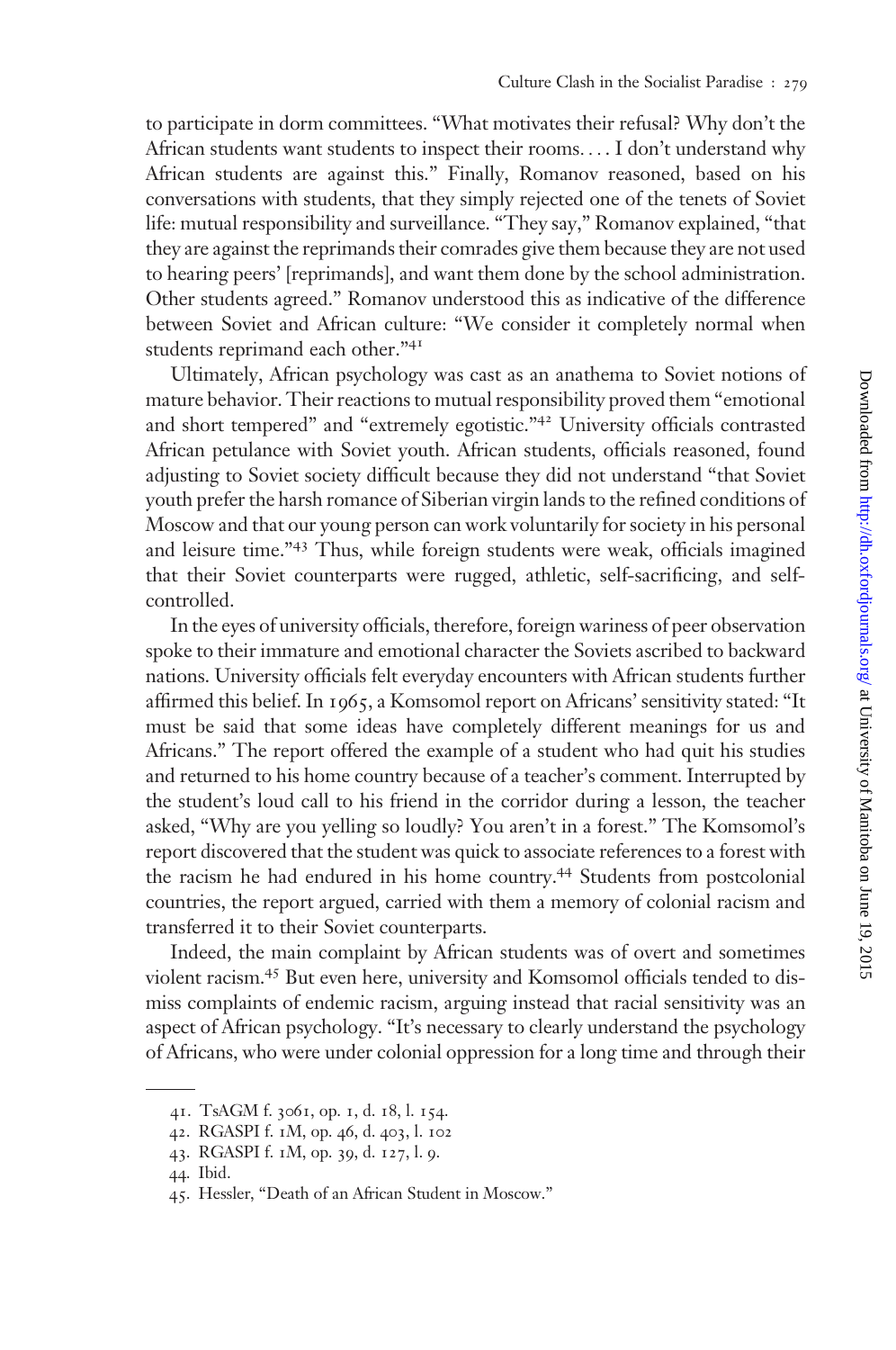to participate in dorm committees. "What motivates their refusal? Why don't the African students want students to inspect their rooms. . . . I don't understand why African students are against this." Finally, Romanov reasoned, based on his conversations with students, that they simply rejected one of the tenets of Soviet life: mutual responsibility and surveillance. "They say," Romanov explained, "that they are against the reprimands their comrades give them because they are not used to hearing peers' [reprimands], and want them done by the school administration. Other students agreed." Romanov understood this as indicative of the difference between Soviet and African culture: "We consider it completely normal when students reprimand each other."[41]

Ultimately, African psychology was cast as an anathema to Soviet notions of mature behavior. Their reactions to mutual responsibility proved them "emotional and short tempered" and "extremely egotistic."[42] University officials contrasted African petulance with Soviet youth. African students, officials reasoned, found adjusting to Soviet society difficult because they did not understand "that Soviet youth prefer the harsh romance of Siberian virgin lands to the refined conditions of Moscow and that our young person can work voluntarily for society in his personal and leisure time."[43] Thus, while foreign students were weak, officials imagined that their Soviet counterparts were rugged, athletic, self-sacrificing, and self-controlled.

In the eyes of university officials, therefore, foreign wariness of peer observation spoke to their immature and emotional character the Soviets ascribed to backward nations. University officials felt everyday encounters with African students further affirmed this belief. In 1965, a Komsomol report on Africans' sensitivity stated: "It must be said that some ideas have completely different meanings for us and Africans." The report offered the example of a student who had quit his studies and returned to his home country because of a teacher's comment. Interrupted by the student's loud call to his friend in the corridor during a lesson, the teacher asked, "Why are you yelling so loudly? You aren't in a forest." The Komsomol's report discovered that the student was quick to associate references to a forest with the racism he had endured in his home country.[44] Students from postcolonial countries, the report argued, carried with them a memory of colonial racism and transferred it to their Soviet counterparts.

Indeed, the main complaint by African students was of overt and sometimes violent racism.[45] But even here, university and Komsomol officials tended to dismiss complaints of endemic racism, arguing instead that racial sensitivity was an aspect of African psychology. "It's necessary to clearly understand the psychology of Africans, who were under colonial oppression for a long time and through their

41. TsAGM f. 3061, op. 1, d. 18, l. 154.
42. RGASPI f. 1M, op. 46, d. 403, l. 102
43. RGASPI f. 1M, op. 39, d. 127, l. 9.
44. Ibid.
45. Hessler, "Death of an African Student in Moscow."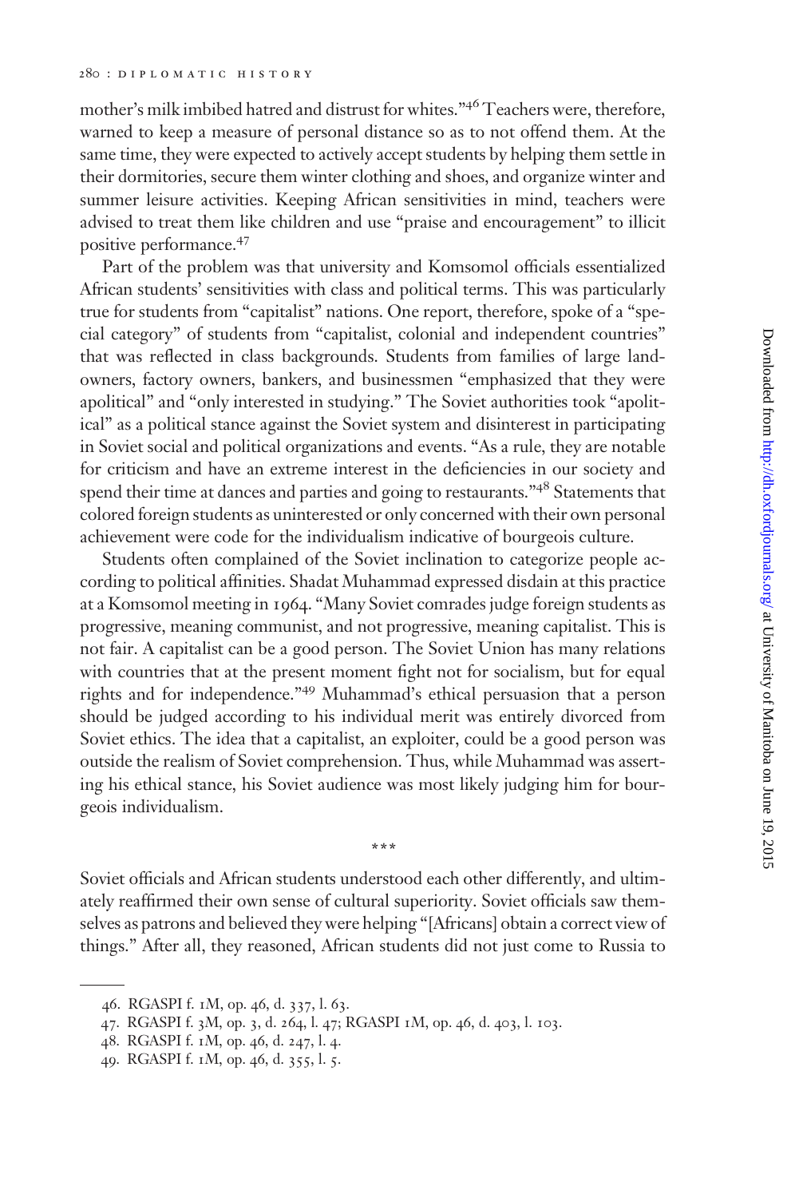mother's milk imbibed hatred and distrust for whites."[46] Teachers were, therefore, warned to keep a measure of personal distance so as to not offend them. At the same time, they were expected to actively accept students by helping them settle in their dormitories, secure them winter clothing and shoes, and organize winter and summer leisure activities. Keeping African sensitivities in mind, teachers were advised to treat them like children and use "praise and encouragement" to illicit positive performance.[47]

Part of the problem was that university and Komsomol officials essentialized African students' sensitivities with class and political terms. This was particularly true for students from "capitalist" nations. One report, therefore, spoke of a "special category" of students from "capitalist, colonial and independent countries" that was reflected in class backgrounds. Students from families of large landowners, factory owners, bankers, and businessmen "emphasized that they were apolitical" and "only interested in studying." The Soviet authorities took "apolitical" as a political stance against the Soviet system and disinterest in participating in Soviet social and political organizations and events. "As a rule, they are notable for criticism and have an extreme interest in the deficiencies in our society and spend their time at dances and parties and going to restaurants."[48] Statements that colored foreign students as uninterested or only concerned with their own personal achievement were code for the individualism indicative of bourgeois culture.

Students often complained of the Soviet inclination to categorize people according to political affinities. Shadat Muhammad expressed disdain at this practice at a Komsomol meeting in 1964. "Many Soviet comrades judge foreign students as progressive, meaning communist, and not progressive, meaning capitalist. This is not fair. A capitalist can be a good person. The Soviet Union has many relations with countries that at the present moment fight not for socialism, but for equal rights and for independence."[49] Muhammad's ethical persuasion that a person should be judged according to his individual merit was entirely divorced from Soviet ethics. The idea that a capitalist, an exploiter, could be a good person was outside the realism of Soviet comprehension. Thus, while Muhammad was asserting his ethical stance, his Soviet audience was most likely judging him for bourgeois individualism.

\*\*\*

Soviet officials and African students understood each other differently, and ultimately reaffirmed their own sense of cultural superiority. Soviet officials saw themselves as patrons and believed they were helping "[Africans] obtain a correct view of things." After all, they reasoned, African students did not just come to Russia to

---

46. RGASPI f. 1M, op. 46, d. 337, l. 63.

47. RGASPI f. 3M, op. 3, d. 264, l. 47; RGASPI 1M, op. 46, d. 403, l. 103.

48. RGASPI f. 1M, op. 46, d. 247, l. 4.

49. RGASPI f. 1M, op. 46, d. 355, l. 5.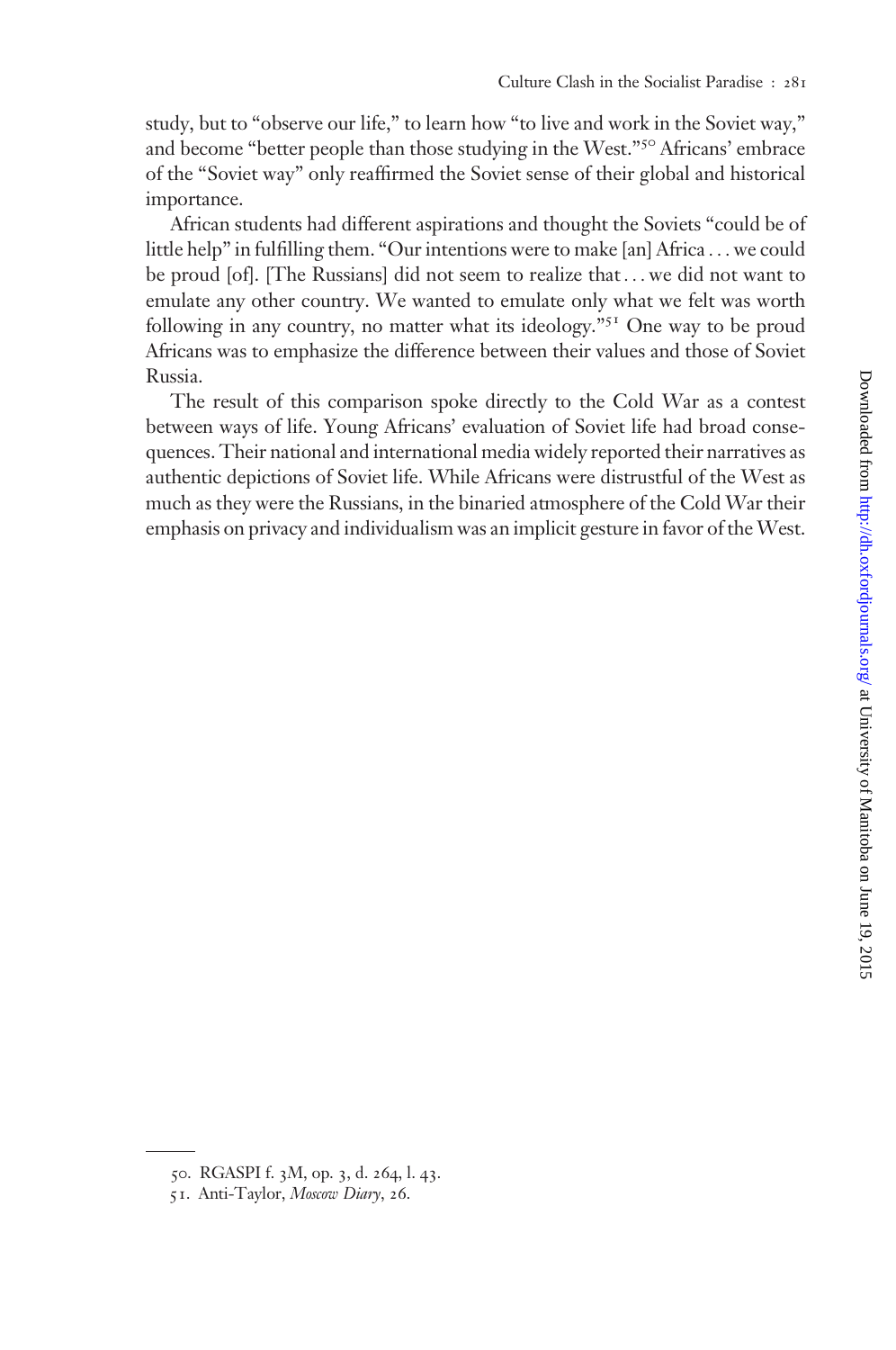study, but to "observe our life," to learn how "to live and work in the Soviet way," and become "better people than those studying in the West."[50] Africans' embrace of the "Soviet way" only reaffirmed the Soviet sense of their global and historical importance.

African students had different aspirations and thought the Soviets "could be of little help" in fulfilling them. "Our intentions were to make [an] Africa . . . we could be proud [of]. [The Russians] did not seem to realize that . . . we did not want to emulate any other country. We wanted to emulate only what we felt was worth following in any country, no matter what its ideology."[51] One way to be proud Africans was to emphasize the difference between their values and those of Soviet Russia.

The result of this comparison spoke directly to the Cold War as a contest between ways of life. Young Africans' evaluation of Soviet life had broad consequences. Their national and international media widely reported their narratives as authentic depictions of Soviet life. While Africans were distrustful of the West as much as they were the Russians, in the binaried atmosphere of the Cold War their emphasis on privacy and individualism was an implicit gesture in favor of the West.

---

50. RGASPI f. 3M, op. 3, d. 264, l. 43.

51. Anti-Taylor, *Moscow Diary*, 26.